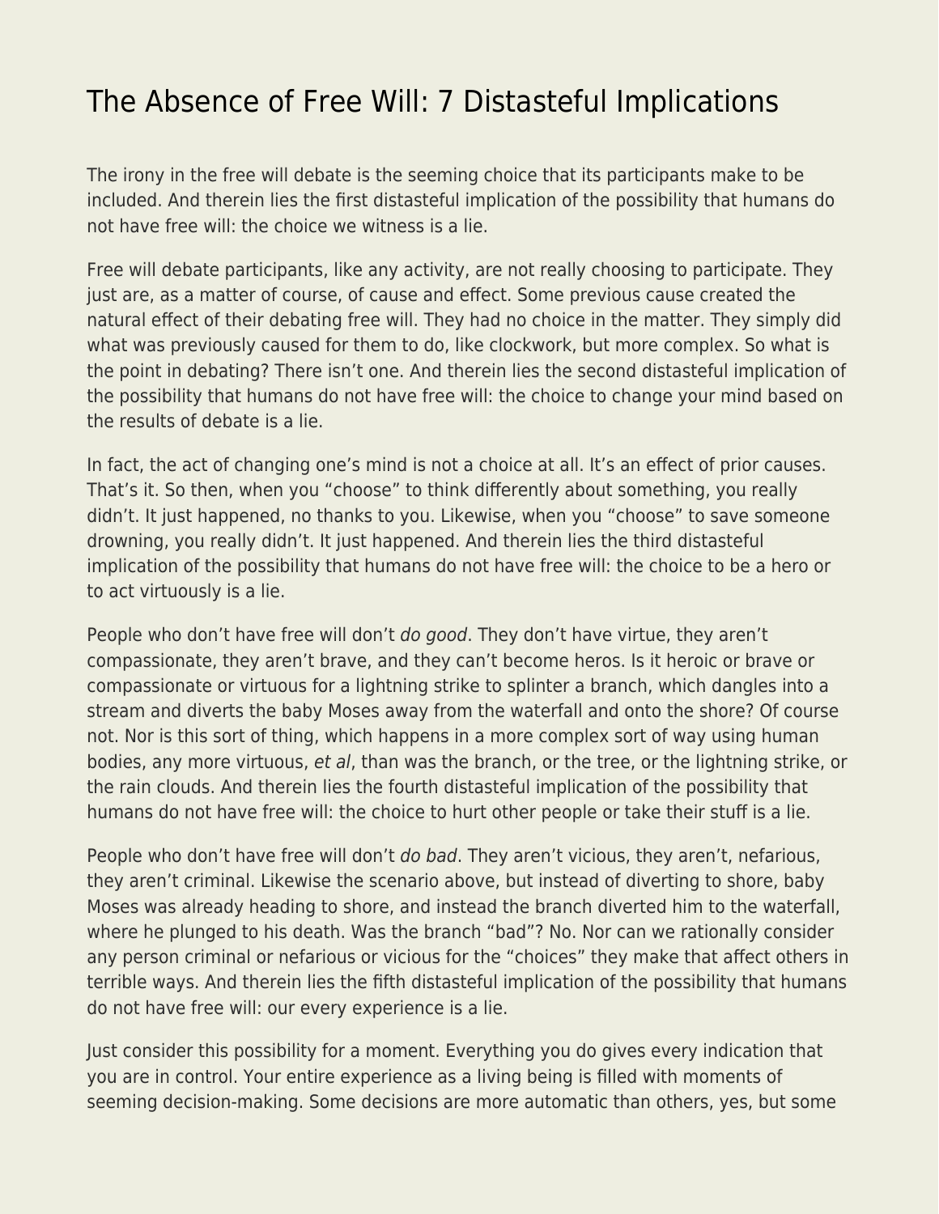# The Absence of Free Will: 7 Distasteful Implications

The irony in the free will debate is the seeming choice that its participants make to be included. And therein lies the first distasteful implication of the possibility that humans do not have free will: the choice we witness is a lie.

Free will debate participants, like any activity, are not really choosing to participate. They just are, as a matter of course, of cause and effect. Some previous cause created the natural effect of their debating free will. They had no choice in the matter. They simply did what was previously caused for them to do, like clockwork, but more complex. So what is the point in debating? There isn't one. And therein lies the second distasteful implication of the possibility that humans do not have free will: the choice to change your mind based on the results of debate is a lie.

In fact, the act of changing one's mind is not a choice at all. It's an effect of prior causes. That's it. So then, when you "choose" to think differently about something, you really didn't. It just happened, no thanks to you. Likewise, when you "choose" to save someone drowning, you really didn't. It just happened. And therein lies the third distasteful implication of the possibility that humans do not have free will: the choice to be a hero or to act virtuously is a lie.

People who don't have free will don't *do good*. They don't have virtue, they aren't compassionate, they aren't brave, and they can't become heros. Is it heroic or brave or compassionate or virtuous for a lightning strike to splinter a branch, which dangles into a stream and diverts the baby Moses away from the waterfall and onto the shore? Of course not. Nor is this sort of thing, which happens in a more complex sort of way using human bodies, any more virtuous, *et al*, than was the branch, or the tree, or the lightning strike, or the rain clouds. And therein lies the fourth distasteful implication of the possibility that humans do not have free will: the choice to hurt other people or take their stuff is a lie.

People who don't have free will don't *do bad*. They aren't vicious, they aren't, nefarious, they aren't criminal. Likewise the scenario above, but instead of diverting to shore, baby Moses was already heading to shore, and instead the branch diverted him to the waterfall, where he plunged to his death. Was the branch "bad"? No. Nor can we rationally consider any person criminal or nefarious or vicious for the "choices" they make that affect others in terrible ways. And therein lies the fifth distasteful implication of the possibility that humans do not have free will: our every experience is a lie.

Just consider this possibility for a moment. Everything you do gives every indication that you are in control. Your entire experience as a living being is filled with moments of seeming decision-making. Some decisions are more automatic than others, yes, but some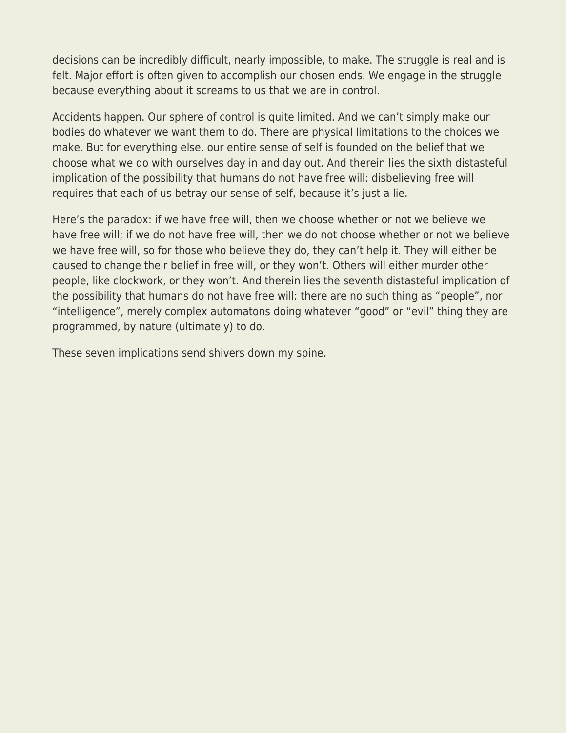decisions can be incredibly difficult, nearly impossible, to make. The struggle is real and is felt. Major effort is often given to accomplish our chosen ends. We engage in the struggle because everything about it screams to us that we are in control.

Accidents happen. Our sphere of control is quite limited. And we can't simply make our bodies do whatever we want them to do. There are physical limitations to the choices we make. But for everything else, our entire sense of self is founded on the belief that we choose what we do with ourselves day in and day out. And therein lies the sixth distasteful implication of the possibility that humans do not have free will: disbelieving free will requires that each of us betray our sense of self, because it's just a lie.

Here's the paradox: if we have free will, then we choose whether or not we believe we have free will; if we do not have free will, then we do not choose whether or not we believe we have free will, so for those who believe they do, they can't help it. They will either be caused to change their belief in free will, or they won't. Others will either murder other people, like clockwork, or they won't. And therein lies the seventh distasteful implication of the possibility that humans do not have free will: there are no such thing as "people", nor "intelligence", merely complex automatons doing whatever "good" or "evil" thing they are programmed, by nature (ultimately) to do.

These seven implications send shivers down my spine.